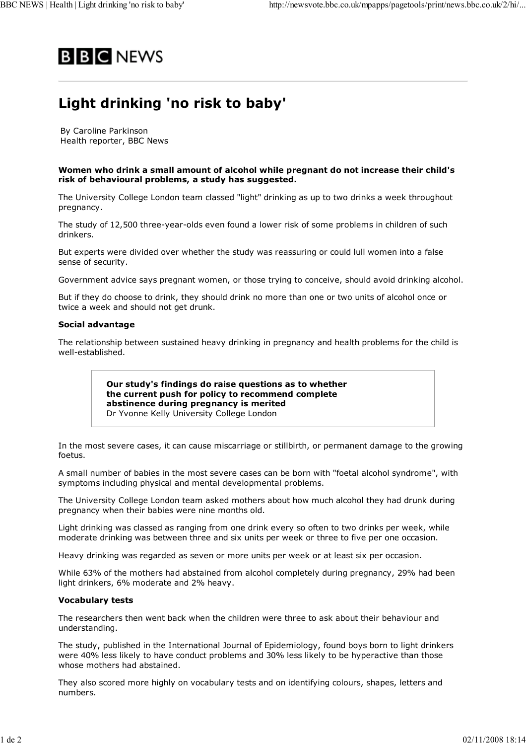BBC NEWS

# Light drinking 'no risk to baby'

By Caroline Parkinson
Health reporter, BBC News

**Women who drink a small amount of alcohol while pregnant do not increase their child's risk of behavioural problems, a study has suggested.**

The University College London team classed "light" drinking as up to two drinks a week throughout pregnancy.

The study of 12,500 three-year-olds even found a lower risk of some problems in children of such drinkers.

But experts were divided over whether the study was reassuring or could lull women into a false sense of security.

Government advice says pregnant women, or those trying to conceive, should avoid drinking alcohol.

But if they do choose to drink, they should drink no more than one or two units of alcohol once or twice a week and should not get drunk.

**Social advantage**

The relationship between sustained heavy drinking in pregnancy and health problems for the child is well-established.

> **Our study's findings do raise questions as to whether the current push for policy to recommend complete abstinence during pregnancy is merited**
> Dr Yvonne Kelly University College London

In the most severe cases, it can cause miscarriage or stillbirth, or permanent damage to the growing foetus.

A small number of babies in the most severe cases can be born with "foetal alcohol syndrome", with symptoms including physical and mental developmental problems.

The University College London team asked mothers about how much alcohol they had drunk during pregnancy when their babies were nine months old.

Light drinking was classed as ranging from one drink every so often to two drinks per week, while moderate drinking was between three and six units per week or three to five per one occasion.

Heavy drinking was regarded as seven or more units per week or at least six per occasion.

While 63% of the mothers had abstained from alcohol completely during pregnancy, 29% had been light drinkers, 6% moderate and 2% heavy.

**Vocabulary tests**

The researchers then went back when the children were three to ask about their behaviour and understanding.

The study, published in the International Journal of Epidemiology, found boys born to light drinkers were 40% less likely to have conduct problems and 30% less likely to be hyperactive than those whose mothers had abstained.

They also scored more highly on vocabulary tests and on identifying colours, shapes, letters and numbers.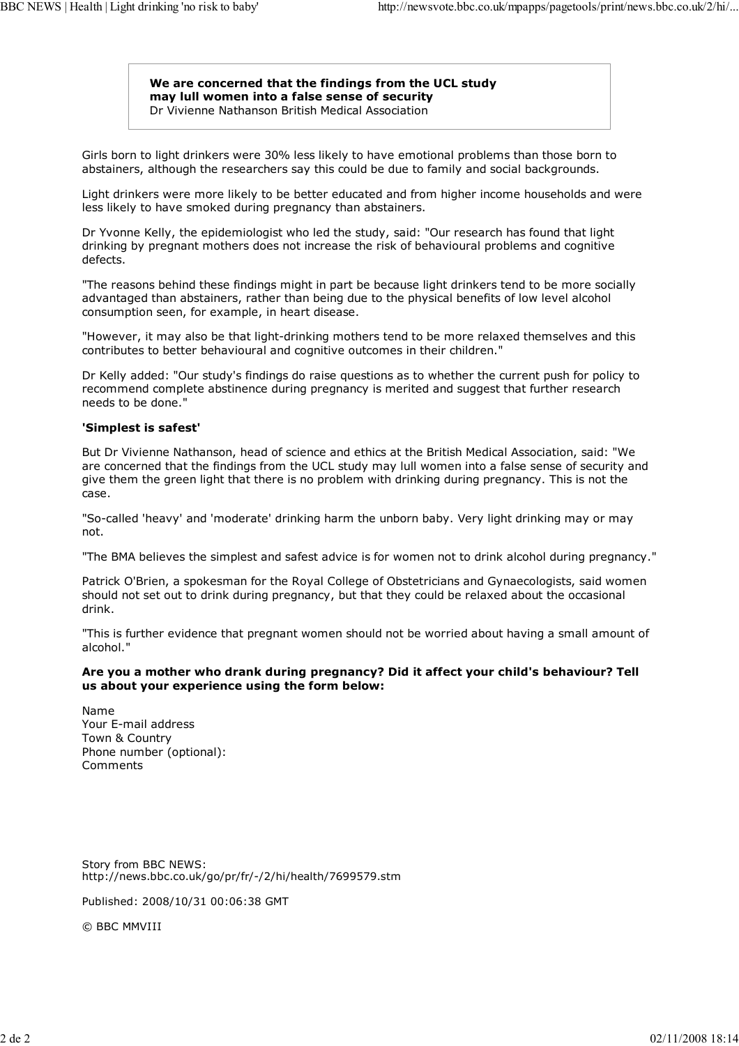> **We are concerned that the findings from the UCL study may lull women into a false sense of security**
> Dr Vivienne Nathanson British Medical Association

Girls born to light drinkers were 30% less likely to have emotional problems than those born to abstainers, although the researchers say this could be due to family and social backgrounds.

Light drinkers were more likely to be better educated and from higher income households and were less likely to have smoked during pregnancy than abstainers.

Dr Yvonne Kelly, the epidemiologist who led the study, said: "Our research has found that light drinking by pregnant mothers does not increase the risk of behavioural problems and cognitive defects.

"The reasons behind these findings might in part be because light drinkers tend to be more socially advantaged than abstainers, rather than being due to the physical benefits of low level alcohol consumption seen, for example, in heart disease.

"However, it may also be that light-drinking mothers tend to be more relaxed themselves and this contributes to better behavioural and cognitive outcomes in their children."

Dr Kelly added: "Our study's findings do raise questions as to whether the current push for policy to recommend complete abstinence during pregnancy is merited and suggest that further research needs to be done."

**'Simplest is safest'**

But Dr Vivienne Nathanson, head of science and ethics at the British Medical Association, said: "We are concerned that the findings from the UCL study may lull women into a false sense of security and give them the green light that there is no problem with drinking during pregnancy. This is not the case.

"So-called 'heavy' and 'moderate' drinking harm the unborn baby. Very light drinking may or may not.

"The BMA believes the simplest and safest advice is for women not to drink alcohol during pregnancy."

Patrick O'Brien, a spokesman for the Royal College of Obstetricians and Gynaecologists, said women should not set out to drink during pregnancy, but that they could be relaxed about the occasional drink.

"This is further evidence that pregnant women should not be worried about having a small amount of alcohol."

**Are you a mother who drank during pregnancy? Did it affect your child's behaviour? Tell us about your experience using the form below:**

Name
Your E-mail address
Town & Country
Phone number (optional):
Comments

Story from BBC NEWS:
http://news.bbc.co.uk/go/pr/fr/-/2/hi/health/7699579.stm

Published: 2008/10/31 00:06:38 GMT

© BBC MMVIII